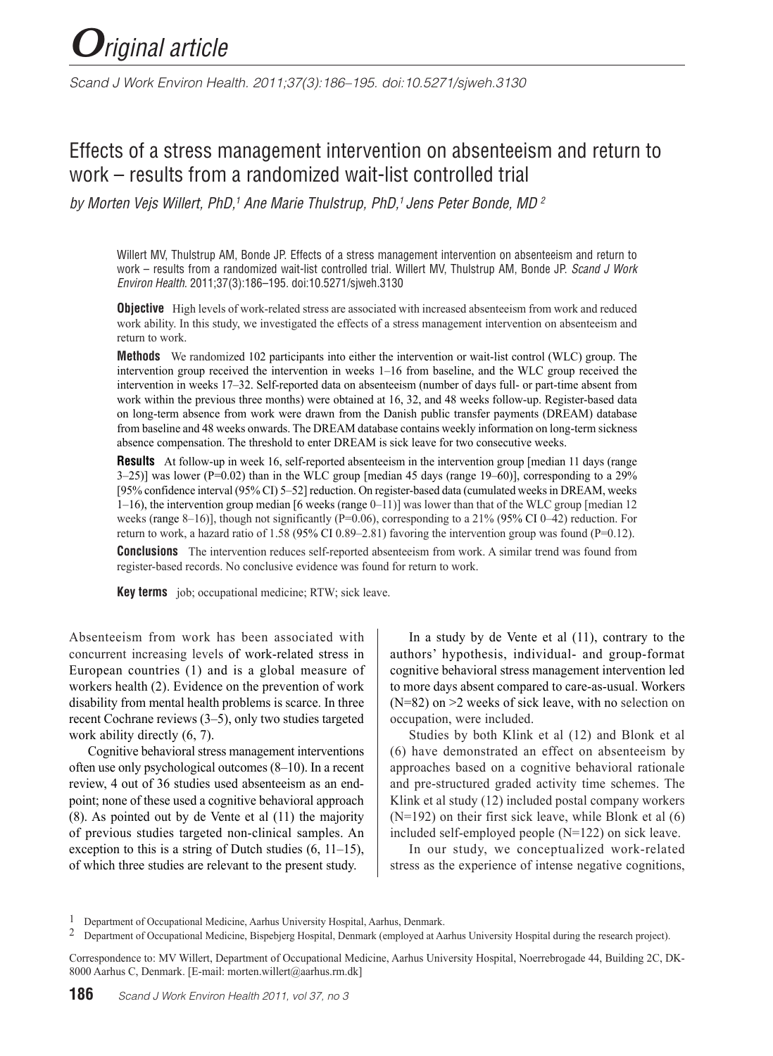# Original article

# Effects of a stress management intervention on absenteeism and return to work – results from a randomized wait-list controlled trial

*by Morten Vejs Willert, PhD,[1] Ane Marie Thulstrup, PhD,[1] Jens Peter Bonde, MD [2]*

Willert MV, Thulstrup AM, Bonde JP. Effects of a stress management intervention on absenteeism and return to work – results from a randomized wait-list controlled trial. Willert MV, Thulstrup AM, Bonde JP. *Scand J Work Environ Health*. 2011;37(3):186–195. doi:10.5271/sjweh.3130

**Objective** High levels of work-related stress are associated with increased absenteeism from work and reduced work ability. In this study, we investigated the effects of a stress management intervention on absenteeism and return to work.

**Methods** We randomized 102 participants into either the intervention or wait-list control (WLC) group. The intervention group received the intervention in weeks 1–16 from baseline, and the WLC group received the intervention in weeks 17–32. Self-reported data on absenteeism (number of days full- or part-time absent from work within the previous three months) were obtained at 16, 32, and 48 weeks follow-up. Register-based data on long-term absence from work were drawn from the Danish public transfer payments (DREAM) database from baseline and 48 weeks onwards. The DREAM database contains weekly information on long-term sickness absence compensation. The threshold to enter DREAM is sick leave for two consecutive weeks.

**Results** At follow-up in week 16, self-reported absenteeism in the intervention group [median 11 days (range 3–25)] was lower (P=0.02) than in the WLC group [median 45 days (range 19–60)], corresponding to a 29% [95% confidence interval (95% CI) 5–52] reduction. On register-based data (cumulated weeks in DREAM, weeks 1–16), the intervention group median [6 weeks (range 0–11)] was lower than that of the WLC group [median 12 weeks (range 8–16)], though not significantly (P=0.06), corresponding to a 21% (95% CI 0–42) reduction. For return to work, a hazard ratio of 1.58 (95% CI 0.89–2.81) favoring the intervention group was found (P=0.12).

**Conclusions** The intervention reduces self-reported absenteeism from work. A similar trend was found from register-based records. No conclusive evidence was found for return to work.

**Key terms** job; occupational medicine; RTW; sick leave.

Absenteeism from work has been associated with concurrent increasing levels of work-related stress in European countries (1) and is a global measure of workers health (2). Evidence on the prevention of work disability from mental health problems is scarce. In three recent Cochrane reviews (3–5), only two studies targeted work ability directly (6, 7).

Cognitive behavioral stress management interventions often use only psychological outcomes (8–10). In a recent review, 4 out of 36 studies used absenteeism as an endpoint; none of these used a cognitive behavioral approach (8). As pointed out by de Vente et al (11) the majority of previous studies targeted non-clinical samples. An exception to this is a string of Dutch studies (6, 11–15), of which three studies are relevant to the present study.

In a study by de Vente et al (11), contrary to the authors' hypothesis, individual- and group-format cognitive behavioral stress management intervention led to more days absent compared to care-as-usual. Workers (N=82) on >2 weeks of sick leave, with no selection on occupation, were included.

Studies by both Klink et al (12) and Blonk et al (6) have demonstrated an effect on absenteeism by approaches based on a cognitive behavioral rationale and pre-structured graded activity time schemes. The Klink et al study (12) included postal company workers (N=192) on their first sick leave, while Blonk et al (6) included self-employed people (N=122) on sick leave.

In our study, we conceptualized work-related stress as the experience of intense negative cognitions,

[1] Department of Occupational Medicine, Aarhus University Hospital, Aarhus, Denmark.

[2] Department of Occupational Medicine, Bispebjerg Hospital, Denmark (employed at Aarhus University Hospital during the research project).

Correspondence to: MV Willert, Department of Occupational Medicine, Aarhus University Hospital, Noerrebrogade 44, Building 2C, DK-8000 Aarhus C, Denmark. [E-mail: morten.willert@aarhus.rm.dk]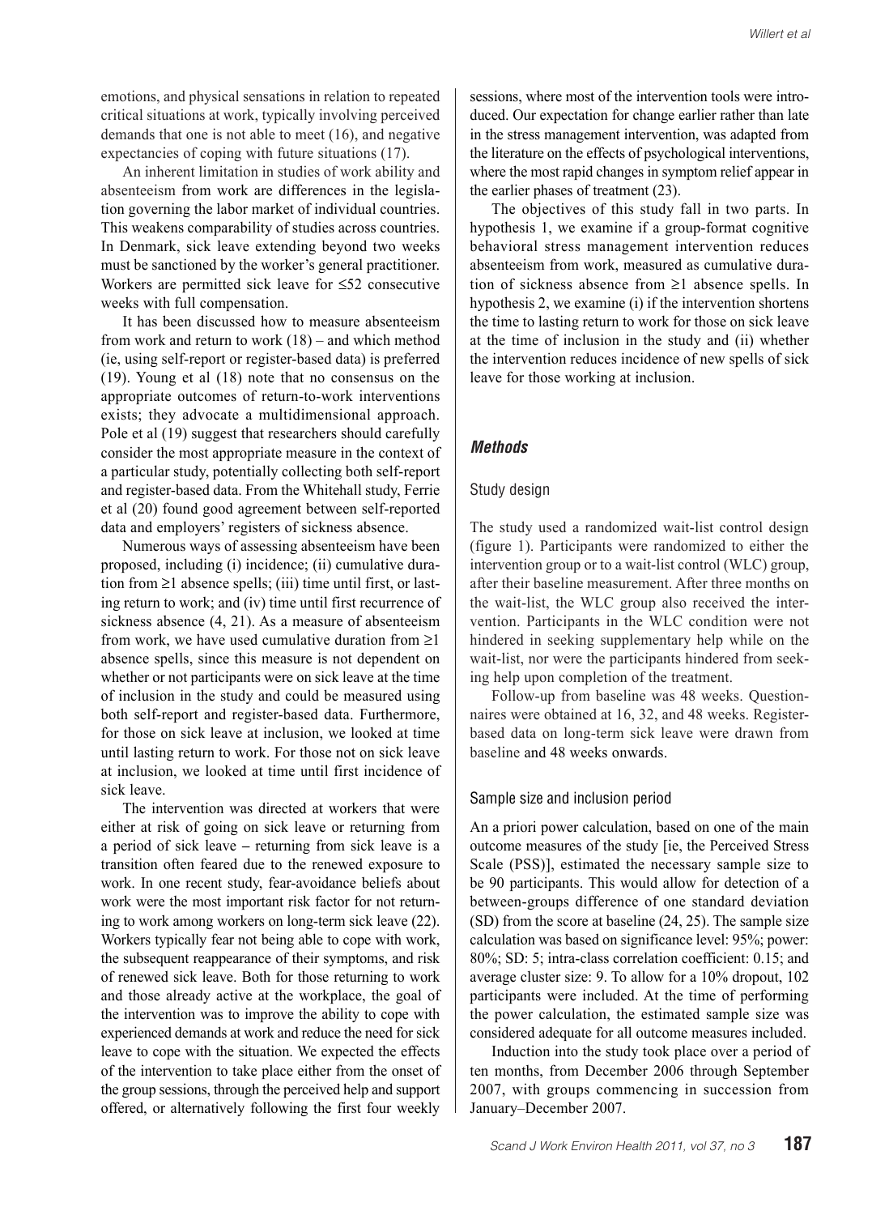emotions, and physical sensations in relation to repeated critical situations at work, typically involving perceived demands that one is not able to meet (16), and negative expectancies of coping with future situations (17).

An inherent limitation in studies of work ability and absenteeism from work are differences in the legislation governing the labor market of individual countries. This weakens comparability of studies across countries. In Denmark, sick leave extending beyond two weeks must be sanctioned by the worker's general practitioner. Workers are permitted sick leave for ≤52 consecutive weeks with full compensation.

It has been discussed how to measure absenteeism from work and return to work (18) – and which method (ie, using self-report or register-based data) is preferred (19). Young et al (18) note that no consensus on the appropriate outcomes of return-to-work interventions exists; they advocate a multidimensional approach. Pole et al (19) suggest that researchers should carefully consider the most appropriate measure in the context of a particular study, potentially collecting both self-report and register-based data. From the Whitehall study, Ferrie et al (20) found good agreement between self-reported data and employers' registers of sickness absence.

Numerous ways of assessing absenteeism have been proposed, including (i) incidence; (ii) cumulative duration from ≥1 absence spells; (iii) time until first, or lasting return to work; and (iv) time until first recurrence of sickness absence (4, 21). As a measure of absenteeism from work, we have used cumulative duration from ≥1 absence spells, since this measure is not dependent on whether or not participants were on sick leave at the time of inclusion in the study and could be measured using both self-report and register-based data. Furthermore, for those on sick leave at inclusion, we looked at time until lasting return to work. For those not on sick leave at inclusion, we looked at time until first incidence of sick leave.

The intervention was directed at workers that were either at risk of going on sick leave or returning from a period of sick leave – returning from sick leave is a transition often feared due to the renewed exposure to work. In one recent study, fear-avoidance beliefs about work were the most important risk factor for not returning to work among workers on long-term sick leave (22). Workers typically fear not being able to cope with work, the subsequent reappearance of their symptoms, and risk of renewed sick leave. Both for those returning to work and those already active at the workplace, the goal of the intervention was to improve the ability to cope with experienced demands at work and reduce the need for sick leave to cope with the situation. We expected the effects of the intervention to take place either from the onset of the group sessions, through the perceived help and support offered, or alternatively following the first four weekly sessions, where most of the intervention tools were introduced. Our expectation for change earlier rather than late in the stress management intervention, was adapted from the literature on the effects of psychological interventions, where the most rapid changes in symptom relief appear in the earlier phases of treatment (23).

The objectives of this study fall in two parts. In hypothesis 1, we examine if a group-format cognitive behavioral stress management intervention reduces absenteeism from work, measured as cumulative duration of sickness absence from ≥1 absence spells. In hypothesis 2, we examine (i) if the intervention shortens the time to lasting return to work for those on sick leave at the time of inclusion in the study and (ii) whether the intervention reduces incidence of new spells of sick leave for those working at inclusion.

## *Methods*

### Study design

The study used a randomized wait-list control design (figure 1). Participants were randomized to either the intervention group or to a wait-list control (WLC) group, after their baseline measurement. After three months on the wait-list, the WLC group also received the intervention. Participants in the WLC condition were not hindered in seeking supplementary help while on the wait-list, nor were the participants hindered from seeking help upon completion of the treatment.

Follow-up from baseline was 48 weeks. Questionnaires were obtained at 16, 32, and 48 weeks. Register-based data on long-term sick leave were drawn from baseline and 48 weeks onwards.

### Sample size and inclusion period

An a priori power calculation, based on one of the main outcome measures of the study [ie, the Perceived Stress Scale (PSS)], estimated the necessary sample size to be 90 participants. This would allow for detection of a between-groups difference of one standard deviation (SD) from the score at baseline (24, 25). The sample size calculation was based on significance level: 95%; power: 80%; SD: 5; intra-class correlation coefficient: 0.15; and average cluster size: 9. To allow for a 10% dropout, 102 participants were included. At the time of performing the power calculation, the estimated sample size was considered adequate for all outcome measures included.

Induction into the study took place over a period of ten months, from December 2006 through September 2007, with groups commencing in succession from January–December 2007.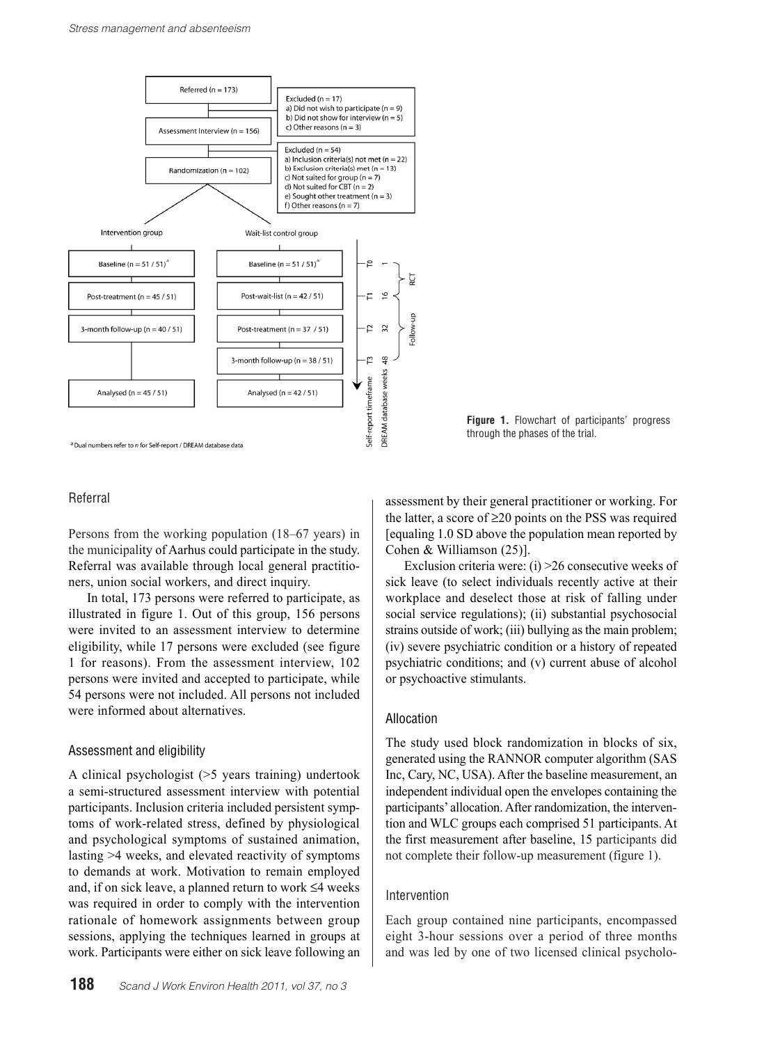Figure 1. Flowchart of participants' progress through the phases of the trial.

## Referral

Persons from the working population (18–67 years) in the municipality of Aarhus could participate in the study. Referral was available through local general practitioners, union social workers, and direct inquiry.

In total, 173 persons were referred to participate, as illustrated in figure 1. Out of this group, 156 persons were invited to an assessment interview to determine eligibility, while 17 persons were excluded (see figure 1 for reasons). From the assessment interview, 102 persons were invited and accepted to participate, while 54 persons were not included. All persons not included were informed about alternatives.

## Assessment and eligibility

A clinical psychologist (>5 years training) undertook a semi-structured assessment interview with potential participants. Inclusion criteria included persistent symptoms of work-related stress, defined by physiological and psychological symptoms of sustained animation, lasting >4 weeks, and elevated reactivity of symptoms to demands at work. Motivation to remain employed and, if on sick leave, a planned return to work ≤4 weeks was required in order to comply with the intervention rationale of homework assignments between group sessions, applying the techniques learned in groups at work. Participants were either on sick leave following an assessment by their general practitioner or working. For the latter, a score of ≥20 points on the PSS was required [equaling 1.0 SD above the population mean reported by Cohen & Williamson (25)].

Exclusion criteria were: (i) >26 consecutive weeks of sick leave (to select individuals recently active at their workplace and deselect those at risk of falling under social service regulations); (ii) substantial psychosocial strains outside of work; (iii) bullying as the main problem; (iv) severe psychiatric condition or a history of repeated psychiatric conditions; and (v) current abuse of alcohol or psychoactive stimulants.

## Allocation

The study used block randomization in blocks of six, generated using the RANNOR computer algorithm (SAS Inc, Cary, NC, USA). After the baseline measurement, an independent individual open the envelopes containing the participants' allocation. After randomization, the intervention and WLC groups each comprised 51 participants. At the first measurement after baseline, 15 participants did not complete their follow-up measurement (figure 1).

## Intervention

Each group contained nine participants, encompassed eight 3-hour sessions over a period of three months and was led by one of two licensed clinical psycholo-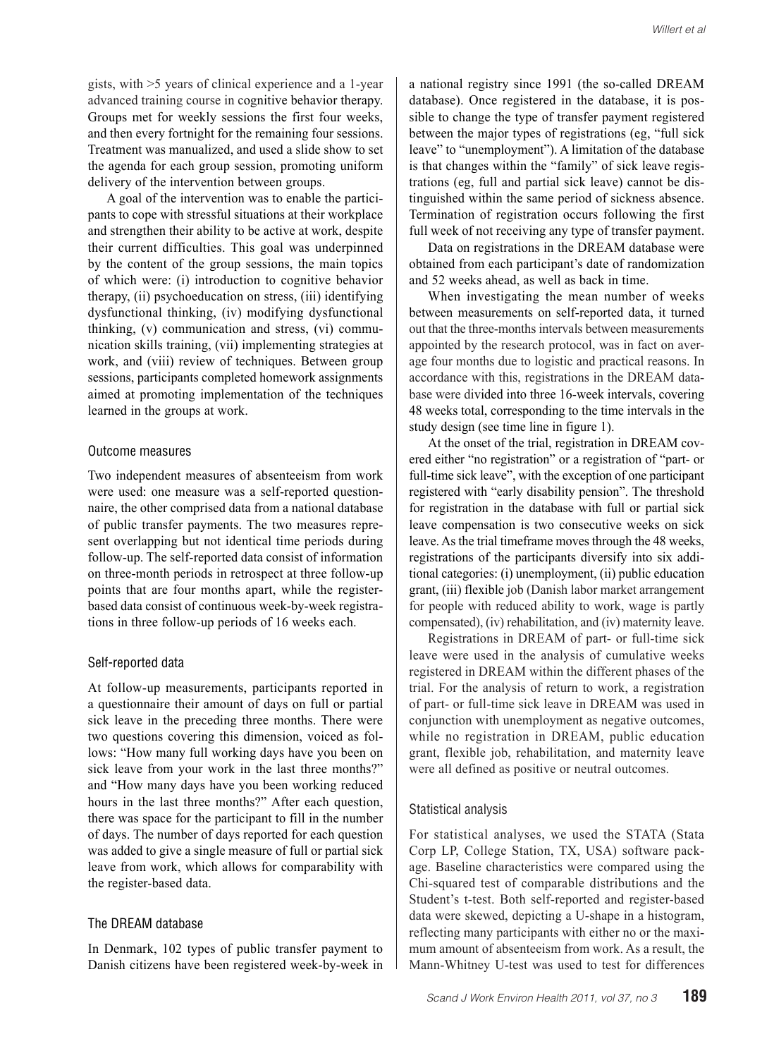gists, with >5 years of clinical experience and a 1-year advanced training course in cognitive behavior therapy. Groups met for weekly sessions the first four weeks, and then every fortnight for the remaining four sessions. Treatment was manualized, and used a slide show to set the agenda for each group session, promoting uniform delivery of the intervention between groups.

A goal of the intervention was to enable the participants to cope with stressful situations at their workplace and strengthen their ability to be active at work, despite their current difficulties. This goal was underpinned by the content of the group sessions, the main topics of which were: (i) introduction to cognitive behavior therapy, (ii) psychoeducation on stress, (iii) identifying dysfunctional thinking, (iv) modifying dysfunctional thinking, (v) communication and stress, (vi) communication skills training, (vii) implementing strategies at work, and (viii) review of techniques. Between group sessions, participants completed homework assignments aimed at promoting implementation of the techniques learned in the groups at work.

## Outcome measures

Two independent measures of absenteeism from work were used: one measure was a self-reported questionnaire, the other comprised data from a national database of public transfer payments. The two measures represent overlapping but not identical time periods during follow-up. The self-reported data consist of information on three-month periods in retrospect at three follow-up points that are four months apart, while the register-based data consist of continuous week-by-week registrations in three follow-up periods of 16 weeks each.

## Self-reported data

At follow-up measurements, participants reported in a questionnaire their amount of days on full or partial sick leave in the preceding three months. There were two questions covering this dimension, voiced as follows: "How many full working days have you been on sick leave from your work in the last three months?" and "How many days have you been working reduced hours in the last three months?" After each question, there was space for the participant to fill in the number of days. The number of days reported for each question was added to give a single measure of full or partial sick leave from work, which allows for comparability with the register-based data.

## The DREAM database

In Denmark, 102 types of public transfer payment to Danish citizens have been registered week-by-week in a national registry since 1991 (the so-called DREAM database). Once registered in the database, it is possible to change the type of transfer payment registered between the major types of registrations (eg, "full sick leave" to "unemployment"). A limitation of the database is that changes within the "family" of sick leave registrations (eg, full and partial sick leave) cannot be distinguished within the same period of sickness absence. Termination of registration occurs following the first full week of not receiving any type of transfer payment.

Data on registrations in the DREAM database were obtained from each participant's date of randomization and 52 weeks ahead, as well as back in time.

When investigating the mean number of weeks between measurements on self-reported data, it turned out that the three-months intervals between measurements appointed by the research protocol, was in fact on average four months due to logistic and practical reasons. In accordance with this, registrations in the DREAM database were divided into three 16-week intervals, covering 48 weeks total, corresponding to the time intervals in the study design (see time line in figure 1).

At the onset of the trial, registration in DREAM covered either "no registration" or a registration of "part- or full-time sick leave", with the exception of one participant registered with "early disability pension". The threshold for registration in the database with full or partial sick leave compensation is two consecutive weeks on sick leave. As the trial timeframe moves through the 48 weeks, registrations of the participants diversify into six additional categories: (i) unemployment, (ii) public education grant, (iii) flexible job (Danish labor market arrangement for people with reduced ability to work, wage is partly compensated), (iv) rehabilitation, and (iv) maternity leave.

Registrations in DREAM of part- or full-time sick leave were used in the analysis of cumulative weeks registered in DREAM within the different phases of the trial. For the analysis of return to work, a registration of part- or full-time sick leave in DREAM was used in conjunction with unemployment as negative outcomes, while no registration in DREAM, public education grant, flexible job, rehabilitation, and maternity leave were all defined as positive or neutral outcomes.

## Statistical analysis

For statistical analyses, we used the STATA (Stata Corp LP, College Station, TX, USA) software package. Baseline characteristics were compared using the Chi-squared test of comparable distributions and the Student's t-test. Both self-reported and register-based data were skewed, depicting a U-shape in a histogram, reflecting many participants with either no or the maximum amount of absenteeism from work. As a result, the Mann-Whitney U-test was used to test for differences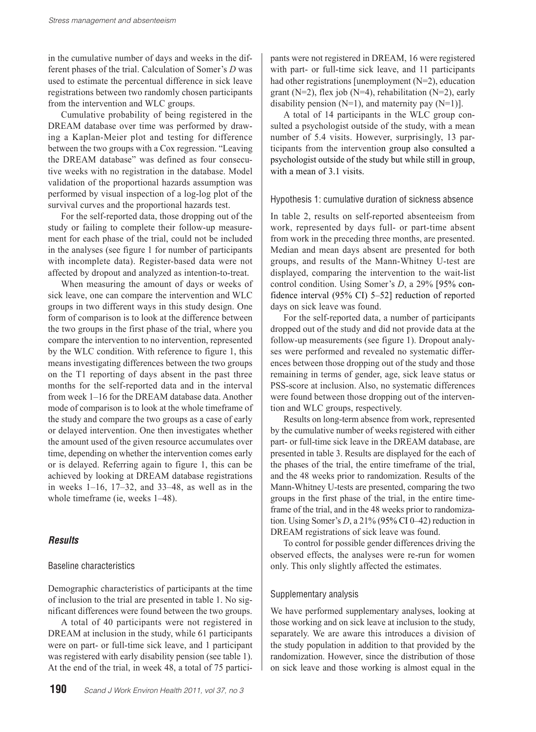in the cumulative number of days and weeks in the different phases of the trial. Calculation of Somer's *D* was used to estimate the percentual difference in sick leave registrations between two randomly chosen participants from the intervention and WLC groups.

Cumulative probability of being registered in the DREAM database over time was performed by drawing a Kaplan-Meier plot and testing for difference between the two groups with a Cox regression. "Leaving the DREAM database" was defined as four consecutive weeks with no registration in the database. Model validation of the proportional hazards assumption was performed by visual inspection of a log-log plot of the survival curves and the proportional hazards test.

For the self-reported data, those dropping out of the study or failing to complete their follow-up measurement for each phase of the trial, could not be included in the analyses (see figure 1 for number of participants with incomplete data). Register-based data were not affected by dropout and analyzed as intention-to-treat.

When measuring the amount of days or weeks of sick leave, one can compare the intervention and WLC groups in two different ways in this study design. One form of comparison is to look at the difference between the two groups in the first phase of the trial, where you compare the intervention to no intervention, represented by the WLC condition. With reference to figure 1, this means investigating differences between the two groups on the T1 reporting of days absent in the past three months for the self-reported data and in the interval from week 1–16 for the DREAM database data. Another mode of comparison is to look at the whole timeframe of the study and compare the two groups as a case of early or delayed intervention. One then investigates whether the amount used of the given resource accumulates over time, depending on whether the intervention comes early or is delayed. Referring again to figure 1, this can be achieved by looking at DREAM database registrations in weeks 1–16, 17–32, and 33–48, as well as in the whole timeframe (ie, weeks 1–48).

## Results

### Baseline characteristics

Demographic characteristics of participants at the time of inclusion to the trial are presented in table 1. No significant differences were found between the two groups.

A total of 40 participants were not registered in DREAM at inclusion in the study, while 61 participants were on part- or full-time sick leave, and 1 participant was registered with early disability pension (see table 1). At the end of the trial, in week 48, a total of 75 participants were not registered in DREAM, 16 were registered with part- or full-time sick leave, and 11 participants had other registrations [unemployment (N=2), education grant (N=2), flex job (N=4), rehabilitation (N=2), early disability pension (N=1), and maternity pay (N=1)].

A total of 14 participants in the WLC group consulted a psychologist outside of the study, with a mean number of 5.4 visits. However, surprisingly, 13 participants from the intervention group also consulted a psychologist outside of the study but while still in group, with a mean of 3.1 visits.

### Hypothesis 1: cumulative duration of sickness absence

In table 2, results on self-reported absenteeism from work, represented by days full- or part-time absent from work in the preceding three months, are presented. Median and mean days absent are presented for both groups, and results of the Mann-Whitney U-test are displayed, comparing the intervention to the wait-list control condition. Using Somer's *D*, a 29% [95% confidence interval (95% CI) 5–52] reduction of reported days on sick leave was found.

For the self-reported data, a number of participants dropped out of the study and did not provide data at the follow-up measurements (see figure 1). Dropout analyses were performed and revealed no systematic differences between those dropping out of the study and those remaining in terms of gender, age, sick leave status or PSS-score at inclusion. Also, no systematic differences were found between those dropping out of the intervention and WLC groups, respectively.

Results on long-term absence from work, represented by the cumulative number of weeks registered with either part- or full-time sick leave in the DREAM database, are presented in table 3. Results are displayed for the each of the phases of the trial, the entire timeframe of the trial, and the 48 weeks prior to randomization. Results of the Mann-Whitney U-tests are presented, comparing the two groups in the first phase of the trial, in the entire timeframe of the trial, and in the 48 weeks prior to randomization. Using Somer's *D*, a 21% (95% CI 0–42) reduction in DREAM registrations of sick leave was found.

To control for possible gender differences driving the observed effects, the analyses were re-run for women only. This only slightly affected the estimates.

### Supplementary analysis

We have performed supplementary analyses, looking at those working and on sick leave at inclusion to the study, separately. We are aware this introduces a division of the study population in addition to that provided by the randomization. However, since the distribution of those on sick leave and those working is almost equal in the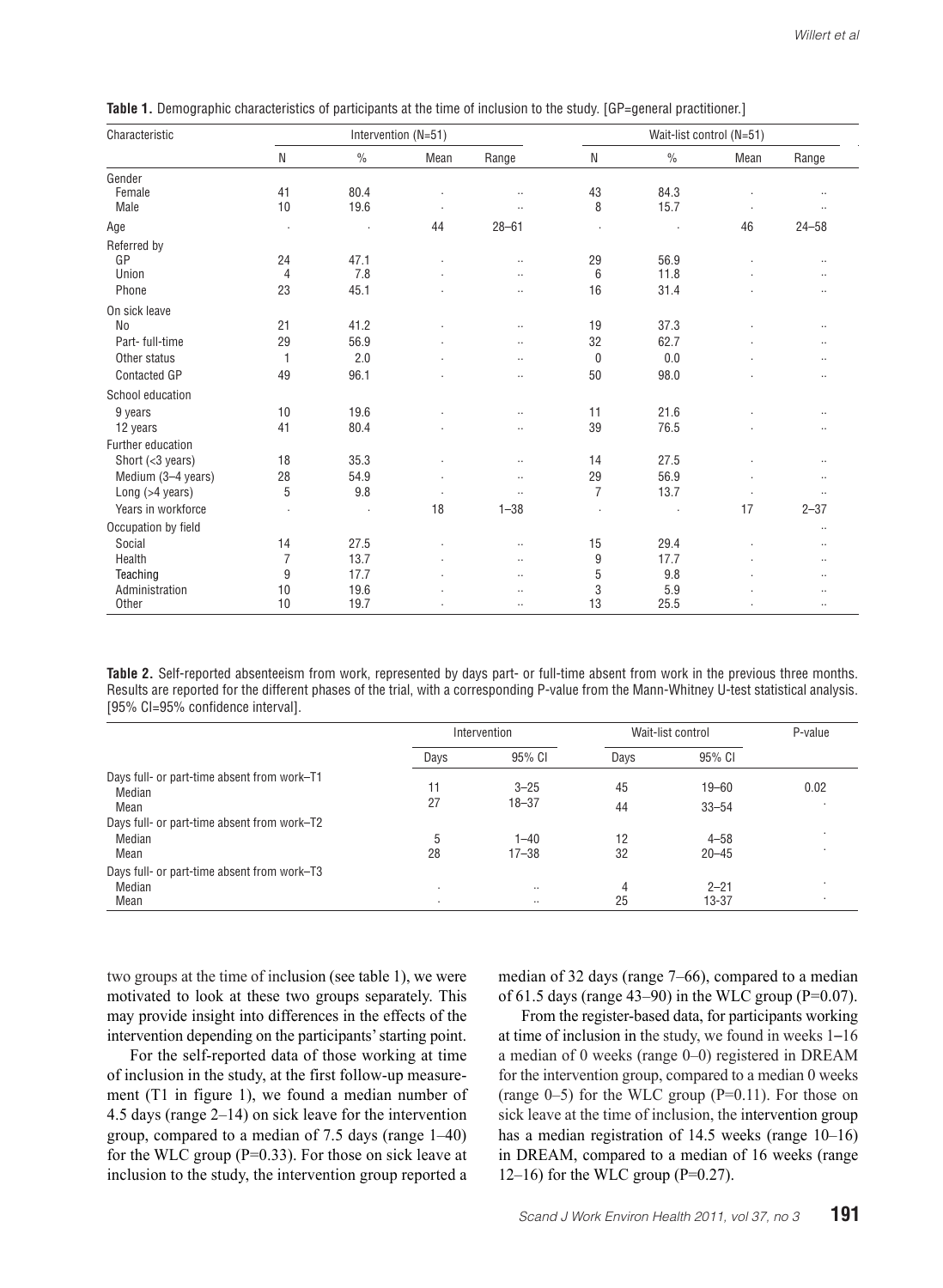**Table 1.** Demographic characteristics of participants at the time of inclusion to the study. [GP=general practitioner.]

| Characteristic | Intervention (N=51) | | | | Wait-list control (N=51) | | | |
|---|---|---|---|---|---|---|---|---|
| | N | % | Mean | Range | N | % | Mean | Range |
| Gender | | | | | | | | |
| Female | 41 | 80.4 | · | .. | 43 | 84.3 | · | .. |
| Male | 10 | 19.6 | · | .. | 8 | 15.7 | · | .. |
| Age | · | · | 44 | 28–61 | · | · | 46 | 24–58 |
| Referred by | | | | | | | | |
| GP | 24 | 47.1 | · | .. | 29 | 56.9 | · | .. |
| Union | 4 | 7.8 | · | .. | 6 | 11.8 | · | .. |
| Phone | 23 | 45.1 | · | .. | 16 | 31.4 | · | .. |
| On sick leave | | | | | | | | |
| No | 21 | 41.2 | · | .. | 19 | 37.3 | · | .. |
| Part- full-time | 29 | 56.9 | · | .. | 32 | 62.7 | · | .. |
| Other status | 1 | 2.0 | · | .. | 0 | 0.0 | · | .. |
| Contacted GP | 49 | 96.1 | · | .. | 50 | 98.0 | · | .. |
| School education | | | | | | | | |
| 9 years | 10 | 19.6 | · | .. | 11 | 21.6 | · | .. |
| 12 years | 41 | 80.4 | · | .. | 39 | 76.5 | · | .. |
| Further education | | | | | | | | |
| Short (<3 years) | 18 | 35.3 | · | .. | 14 | 27.5 | · | .. |
| Medium (3–4 years) | 28 | 54.9 | · | .. | 29 | 56.9 | · | .. |
| Long (>4 years) | 5 | 9.8 | · | .. | 7 | 13.7 | · | .. |
| Years in workforce | · | · | 18 | 1–38 | · | · | 17 | 2–37 |
| Occupation by field | | | | | | | | .. |
| Social | 14 | 27.5 | · | .. | 15 | 29.4 | · | .. |
| Health | 7 | 13.7 | · | .. | 9 | 17.7 | · | .. |
| Teaching | 9 | 17.7 | · | .. | 5 | 9.8 | · | .. |
| Administration | 10 | 19.6 | · | .. | 3 | 5.9 | · | .. |
| Other | 10 | 19.7 | · | .. | 13 | 25.5 | · | .. |

**Table 2.** Self-reported absenteeism from work, represented by days part- or full-time absent from work in the previous three months. Results are reported for the different phases of the trial, with a corresponding P-value from the Mann-Whitney U-test statistical analysis. [95% CI=95% confidence interval].

| | Intervention | | Wait-list control | | P-value |
|---|---|---|---|---|---|
| | Days | 95% CI | Days | 95% CI | |
| Days full- or part-time absent from work–T1 | | | | | |
| Median | 11 | 3–25 | 45 | 19–60 | 0.02 |
| Mean | 27 | 18–37 | 44 | 33–54 | · |
| Days full- or part-time absent from work–T2 | | | | | |
| Median | 5 | 1–40 | 12 | 4–58 | · |
| Mean | 28 | 17–38 | 32 | 20–45 | · |
| Days full- or part-time absent from work–T3 | | | | | |
| Median | · | .. | 4 | 2–21 | · |
| Mean | · | .. | 25 | 13-37 | · |

two groups at the time of inclusion (see table 1), we were motivated to look at these two groups separately. This may provide insight into differences in the effects of the intervention depending on the participants' starting point.

For the self-reported data of those working at time of inclusion in the study, at the first follow-up measurement (T1 in figure 1), we found a median number of 4.5 days (range 2–14) on sick leave for the intervention group, compared to a median of 7.5 days (range 1–40) for the WLC group (P=0.33). For those on sick leave at inclusion to the study, the intervention group reported a median of 32 days (range 7–66), compared to a median of 61.5 days (range 43–90) in the WLC group (P=0.07).

From the register-based data, for participants working at time of inclusion in the study, we found in weeks 1–16 a median of 0 weeks (range 0–0) registered in DREAM for the intervention group, compared to a median 0 weeks (range 0–5) for the WLC group (P=0.11). For those on sick leave at the time of inclusion, the intervention group has a median registration of 14.5 weeks (range 10–16) in DREAM, compared to a median of 16 weeks (range 12–16) for the WLC group (P=0.27).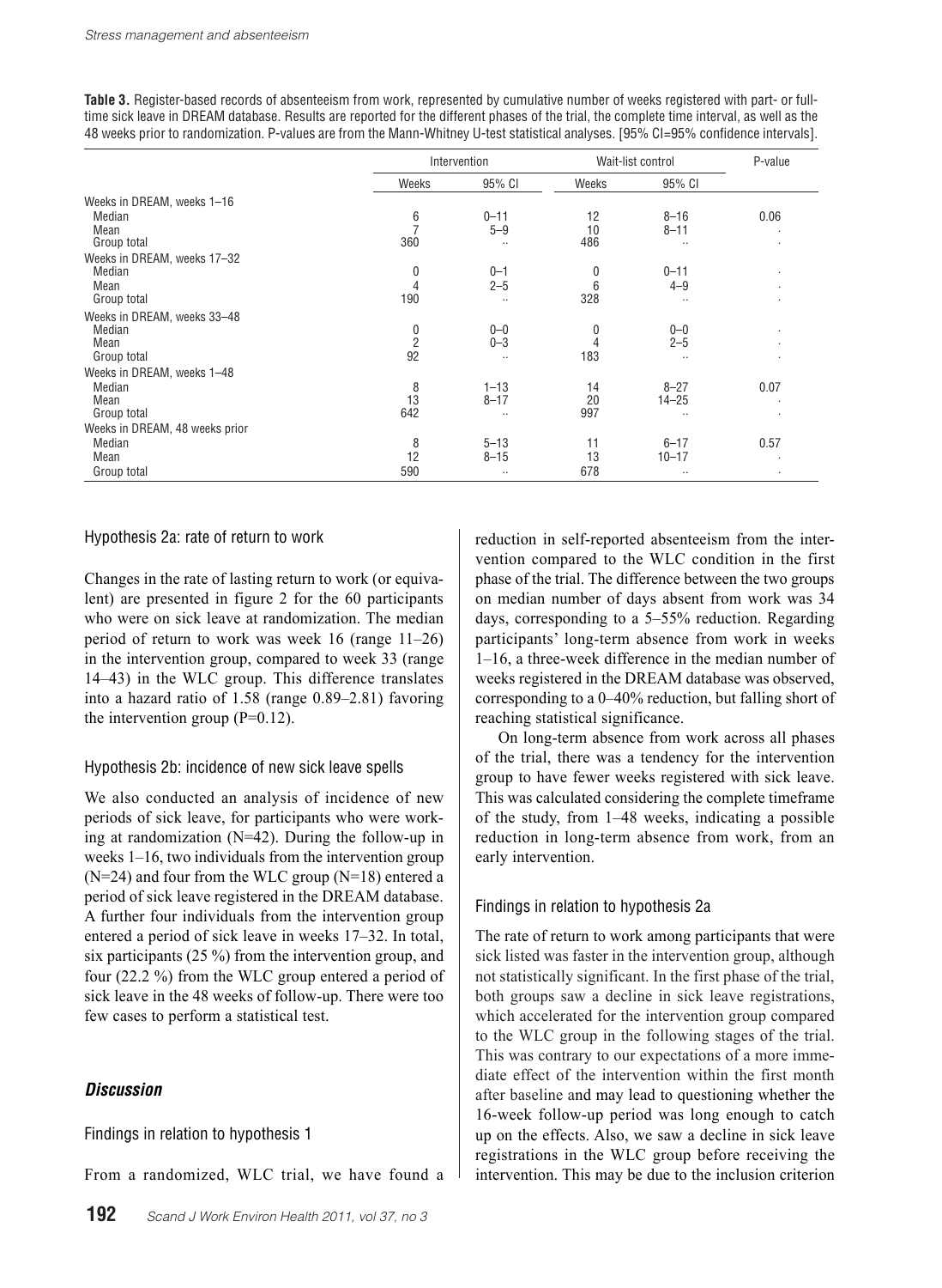**Table 3.** Register-based records of absenteeism from work, represented by cumulative number of weeks registered with part- or full-time sick leave in DREAM database. Results are reported for the different phases of the trial, the complete time interval, as well as the 48 weeks prior to randomization. P-values are from the Mann-Whitney U-test statistical analyses. [95% CI=95% confidence intervals].

| | Intervention | | Wait-list control | | P-value |
|---|---|---|---|---|---|
| | Weeks | 95% CI | Weeks | 95% CI | |
| Weeks in DREAM, weeks 1–16 | | | | | |
| Median | 6 | 0–11 | 12 | 8–16 | 0.06 |
| Mean | 7 | 5–9 | 10 | 8–11 | · |
| Group total | 360 | .. | 486 | .. | · |
| Weeks in DREAM, weeks 17–32 | | | | | |
| Median | 0 | 0–1 | 0 | 0–11 | · |
| Mean | 4 | 2–5 | 6 | 4–9 | · |
| Group total | 190 | .. | 328 | .. | · |
| Weeks in DREAM, weeks 33–48 | | | | | |
| Median | 0 | 0–0 | 0 | 0–0 | · |
| Mean | 2 | 0–3 | 4 | 2–5 | · |
| Group total | 92 | .. | 183 | .. | · |
| Weeks in DREAM, weeks 1–48 | | | | | |
| Median | 8 | 1–13 | 14 | 8–27 | 0.07 |
| Mean | 13 | 8–17 | 20 | 14–25 | · |
| Group total | 642 | .. | 997 | .. | · |
| Weeks in DREAM, 48 weeks prior | | | | | |
| Median | 8 | 5–13 | 11 | 6–17 | 0.57 |
| Mean | 12 | 8–15 | 13 | 10–17 | · |
| Group total | 590 | .. | 678 | .. | · |

### Hypothesis 2a: rate of return to work

Changes in the rate of lasting return to work (or equivalent) are presented in figure 2 for the 60 participants who were on sick leave at randomization. The median period of return to work was week 16 (range 11–26) in the intervention group, compared to week 33 (range 14–43) in the WLC group. This difference translates into a hazard ratio of 1.58 (range 0.89–2.81) favoring the intervention group (P=0.12).

### Hypothesis 2b: incidence of new sick leave spells

We also conducted an analysis of incidence of new periods of sick leave, for participants who were working at randomization (N=42). During the follow-up in weeks 1–16, two individuals from the intervention group (N=24) and four from the WLC group (N=18) entered a period of sick leave registered in the DREAM database. A further four individuals from the intervention group entered a period of sick leave in weeks 17–32. In total, six participants (25 %) from the intervention group, and four (22.2 %) from the WLC group entered a period of sick leave in the 48 weeks of follow-up. There were too few cases to perform a statistical test.

## *Discussion*

### Findings in relation to hypothesis 1

From a randomized, WLC trial, we have found a reduction in self-reported absenteeism from the intervention compared to the WLC condition in the first phase of the trial. The difference between the two groups on median number of days absent from work was 34 days, corresponding to a 5–55% reduction. Regarding participants' long-term absence from work in weeks 1–16, a three-week difference in the median number of weeks registered in the DREAM database was observed, corresponding to a 0–40% reduction, but falling short of reaching statistical significance.

On long-term absence from work across all phases of the trial, there was a tendency for the intervention group to have fewer weeks registered with sick leave. This was calculated considering the complete timeframe of the study, from 1–48 weeks, indicating a possible reduction in long-term absence from work, from an early intervention.

### Findings in relation to hypothesis 2a

The rate of return to work among participants that were sick listed was faster in the intervention group, although not statistically significant. In the first phase of the trial, both groups saw a decline in sick leave registrations, which accelerated for the intervention group compared to the WLC group in the following stages of the trial. This was contrary to our expectations of a more immediate effect of the intervention within the first month after baseline and may lead to questioning whether the 16-week follow-up period was long enough to catch up on the effects. Also, we saw a decline in sick leave registrations in the WLC group before receiving the intervention. This may be due to the inclusion criterion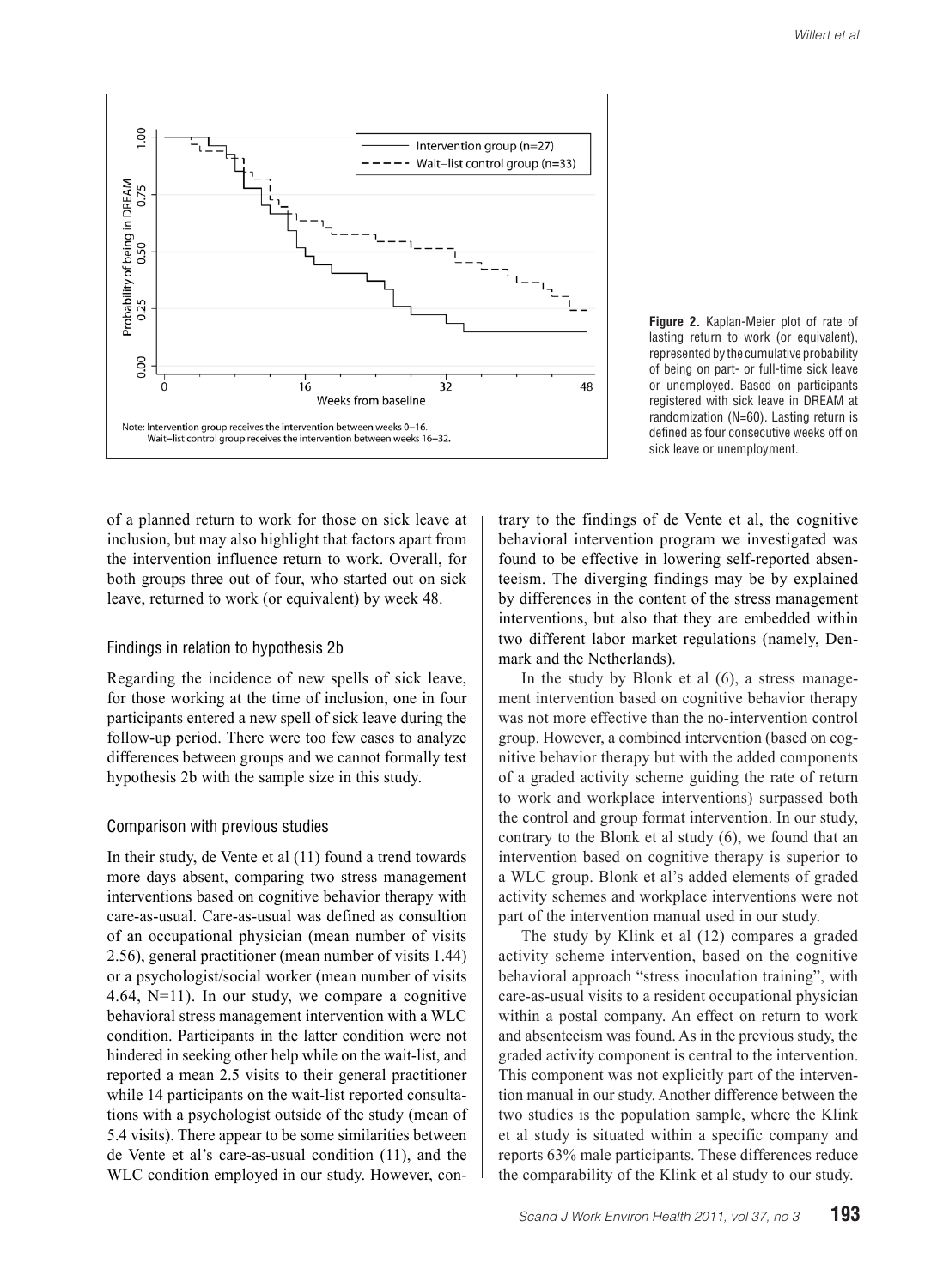**Figure 2.** Kaplan-Meier plot of rate of lasting return to work (or equivalent), represented by the cumulative probability of being on part- or full-time sick leave or unemployed. Based on participants registered with sick leave in DREAM at randomization (N=60). Lasting return is defined as four consecutive weeks off on sick leave or unemployment.

of a planned return to work for those on sick leave at inclusion, but may also highlight that factors apart from the intervention influence return to work. Overall, for both groups three out of four, who started out on sick leave, returned to work (or equivalent) by week 48.

### Findings in relation to hypothesis 2b

Regarding the incidence of new spells of sick leave, for those working at the time of inclusion, one in four participants entered a new spell of sick leave during the follow-up period. There were too few cases to analyze differences between groups and we cannot formally test hypothesis 2b with the sample size in this study.

### Comparison with previous studies

In their study, de Vente et al (11) found a trend towards more days absent, comparing two stress management interventions based on cognitive behavior therapy with care-as-usual. Care-as-usual was defined as consultion of an occupational physician (mean number of visits 2.56), general practitioner (mean number of visits 1.44) or a psychologist/social worker (mean number of visits 4.64, N=11). In our study, we compare a cognitive behavioral stress management intervention with a WLC condition. Participants in the latter condition were not hindered in seeking other help while on the wait-list, and reported a mean 2.5 visits to their general practitioner while 14 participants on the wait-list reported consultations with a psychologist outside of the study (mean of 5.4 visits). There appear to be some similarities between de Vente et al's care-as-usual condition (11), and the WLC condition employed in our study. However, contrary to the findings of de Vente et al, the cognitive behavioral intervention program we investigated was found to be effective in lowering self-reported absenteeism. The diverging findings may be by explained by differences in the content of the stress management interventions, but also that they are embedded within two different labor market regulations (namely, Denmark and the Netherlands).

In the study by Blonk et al (6), a stress management intervention based on cognitive behavior therapy was not more effective than the no-intervention control group. However, a combined intervention (based on cognitive behavior therapy but with the added components of a graded activity scheme guiding the rate of return to work and workplace interventions) surpassed both the control and group format intervention. In our study, contrary to the Blonk et al study (6), we found that an intervention based on cognitive therapy is superior to a WLC group. Blonk et al's added elements of graded activity schemes and workplace interventions were not part of the intervention manual used in our study.

The study by Klink et al (12) compares a graded activity scheme intervention, based on the cognitive behavioral approach "stress inoculation training", with care-as-usual visits to a resident occupational physician within a postal company. An effect on return to work and absenteeism was found. As in the previous study, the graded activity component is central to the intervention. This component was not explicitly part of the intervention manual in our study. Another difference between the two studies is the population sample, where the Klink et al study is situated within a specific company and reports 63% male participants. These differences reduce the comparability of the Klink et al study to our study.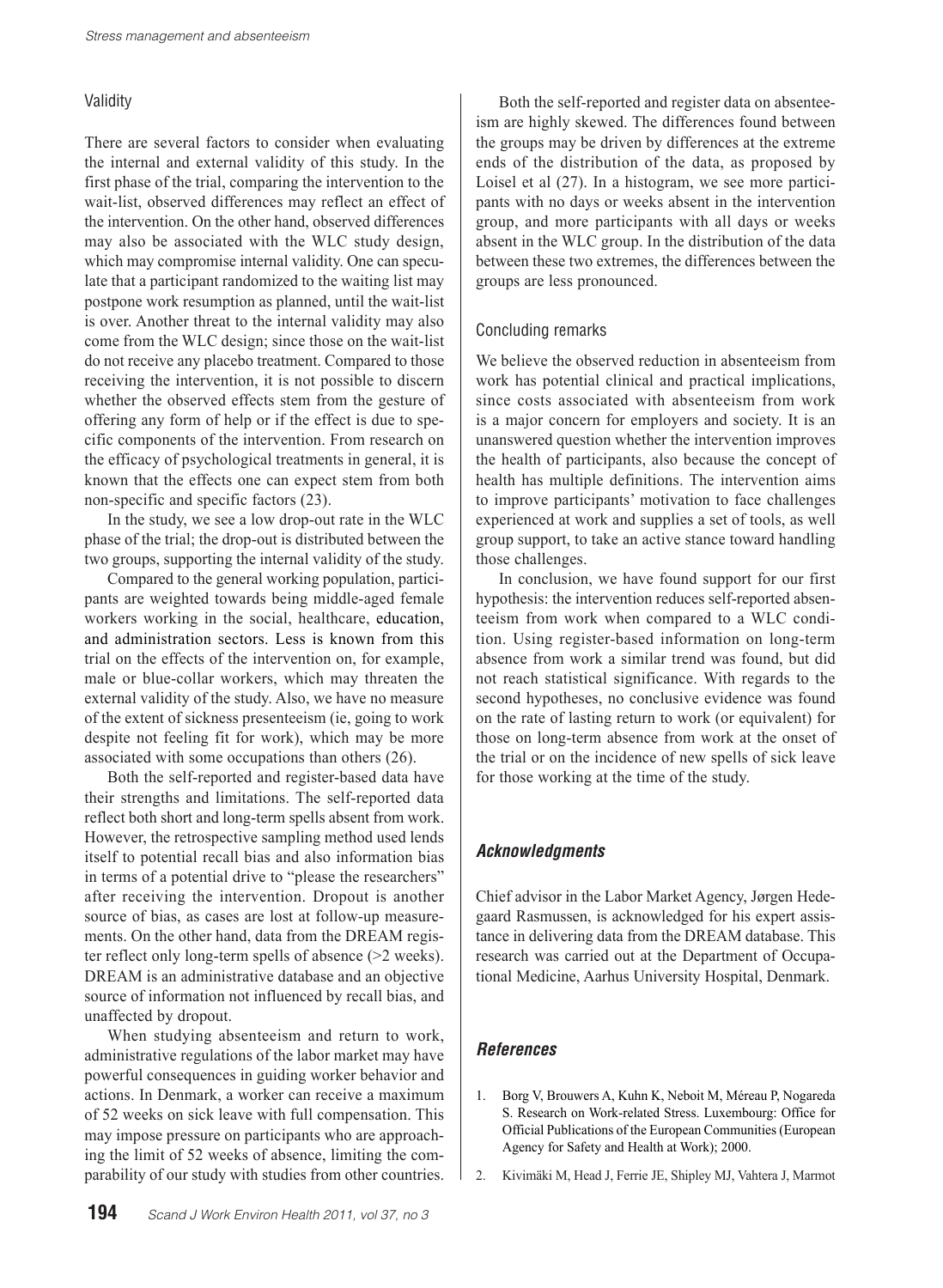### Validity

There are several factors to consider when evaluating the internal and external validity of this study. In the first phase of the trial, comparing the intervention to the wait-list, observed differences may reflect an effect of the intervention. On the other hand, observed differences may also be associated with the WLC study design, which may compromise internal validity. One can speculate that a participant randomized to the waiting list may postpone work resumption as planned, until the wait-list is over. Another threat to the internal validity may also come from the WLC design; since those on the wait-list do not receive any placebo treatment. Compared to those receiving the intervention, it is not possible to discern whether the observed effects stem from the gesture of offering any form of help or if the effect is due to specific components of the intervention. From research on the efficacy of psychological treatments in general, it is known that the effects one can expect stem from both non-specific and specific factors (23).

In the study, we see a low drop-out rate in the WLC phase of the trial; the drop-out is distributed between the two groups, supporting the internal validity of the study.

Compared to the general working population, participants are weighted towards being middle-aged female workers working in the social, healthcare, education, and administration sectors. Less is known from this trial on the effects of the intervention on, for example, male or blue-collar workers, which may threaten the external validity of the study. Also, we have no measure of the extent of sickness presenteeism (ie, going to work despite not feeling fit for work), which may be more associated with some occupations than others (26).

Both the self-reported and register-based data have their strengths and limitations. The self-reported data reflect both short and long-term spells absent from work. However, the retrospective sampling method used lends itself to potential recall bias and also information bias in terms of a potential drive to "please the researchers" after receiving the intervention. Dropout is another source of bias, as cases are lost at follow-up measurements. On the other hand, data from the DREAM register reflect only long-term spells of absence (>2 weeks). DREAM is an administrative database and an objective source of information not influenced by recall bias, and unaffected by dropout.

When studying absenteeism and return to work, administrative regulations of the labor market may have powerful consequences in guiding worker behavior and actions. In Denmark, a worker can receive a maximum of 52 weeks on sick leave with full compensation. This may impose pressure on participants who are approaching the limit of 52 weeks of absence, limiting the comparability of our study with studies from other countries.

Both the self-reported and register data on absenteeism are highly skewed. The differences found between the groups may be driven by differences at the extreme ends of the distribution of the data, as proposed by Loisel et al (27). In a histogram, we see more participants with no days or weeks absent in the intervention group, and more participants with all days or weeks absent in the WLC group. In the distribution of the data between these two extremes, the differences between the groups are less pronounced.

### Concluding remarks

We believe the observed reduction in absenteeism from work has potential clinical and practical implications, since costs associated with absenteeism from work is a major concern for employers and society. It is an unanswered question whether the intervention improves the health of participants, also because the concept of health has multiple definitions. The intervention aims to improve participants' motivation to face challenges experienced at work and supplies a set of tools, as well group support, to take an active stance toward handling those challenges.

In conclusion, we have found support for our first hypothesis: the intervention reduces self-reported absenteeism from work when compared to a WLC condition. Using register-based information on long-term absence from work a similar trend was found, but did not reach statistical significance. With regards to the second hypotheses, no conclusive evidence was found on the rate of lasting return to work (or equivalent) for those on long-term absence from work at the onset of the trial or on the incidence of new spells of sick leave for those working at the time of the study.

## *Acknowledgments*

Chief advisor in the Labor Market Agency, Jørgen Hedegaard Rasmussen, is acknowledged for his expert assistance in delivering data from the DREAM database. This research was carried out at the Department of Occupational Medicine, Aarhus University Hospital, Denmark.

## *References*

1. Borg V, Brouwers A, Kuhn K, Neboit M, Méreau P, Nogareda S. Research on Work-related Stress. Luxembourg: Office for Official Publications of the European Communities (European Agency for Safety and Health at Work); 2000.
2. Kivimäki M, Head J, Ferrie JE, Shipley MJ, Vahtera J, Marmot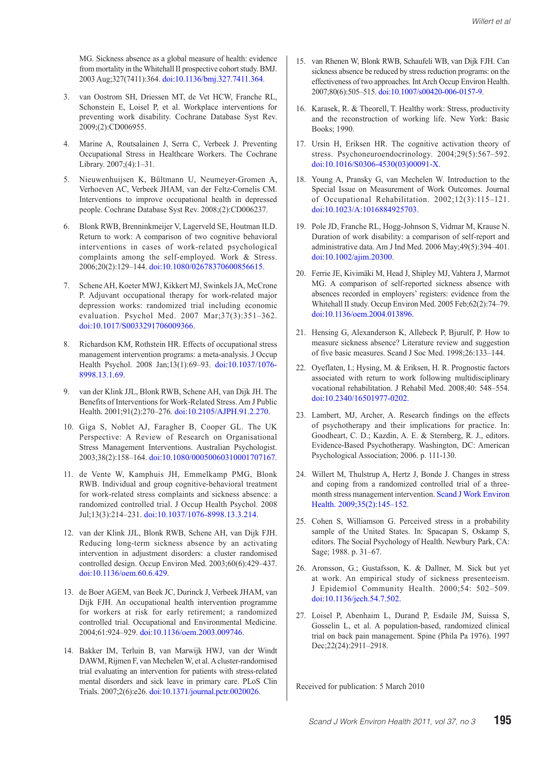MG. Sickness absence as a global measure of health: evidence from mortality in the Whitehall II prospective cohort study. BMJ. 2003 Aug;327(7411):364. doi:10.1136/bmj.327.7411.364.

3. van Oostrom SH, Driessen MT, de Vet HCW, Franche RL, Schonstein E, Loisel P, et al. Workplace interventions for preventing work disability. Cochrane Database Syst Rev. 2009;(2):CD006955.

4. Marine A, Routsalainen J, Serra C, Verbeek J. Preventing Occupational Stress in Healthcare Workers. The Cochrane Library. 2007;(4):1–31.

5. Nieuwenhuijsen K, Bültmann U, Neumeyer-Gromen A, Verhoeven AC, Verbeek JHAM, van der Feltz-Cornelis CM. Interventions to improve occupational health in depressed people. Cochrane Database Syst Rev. 2008;(2):CD006237.

6. Blonk RWB, Brenninkmeijer V, Lagerveld SE, Houtman ILD. Return to work: A comparison of two cognitive behavioral interventions in cases of work-related psychological complaints among the self-employed. Work & Stress. 2006;20(2):129–144. doi:10.1080/02678370600856615.

7. Schene AH, Koeter MWJ, Kikkert MJ, Swinkels JA, McCrone P. Adjuvant occupational therapy for work-related major depression works: randomized trial including economic evaluation. Psychol Med. 2007 Mar;37(3):351–362. doi:10.1017/S0033291706009366.

8. Richardson KM, Rothstein HR. Effects of occupational stress management intervention programs: a meta-analysis. J Occup Health Psychol. 2008 Jan;13(1):69–93. doi:10.1037/1076-8998.13.1.69.

9. van der Klink JJL, Blonk RWB, Schene AH, van Dijk JH. The Benefits of Interventions for Work-Related Stress. Am J Public Health. 2001;91(2):270–276. doi:10.2105/AJPH.91.2.270.

10. Giga S, Noblet AJ, Faragher B, Cooper GL. The UK Perspective: A Review of Research on Organisational Stress Management Interventions. Australian Psychologist. 2003;38(2):158–164. doi:10.1080/00050060310001707167.

11. de Vente W, Kamphuis JH, Emmelkamp PMG, Blonk RWB. Individual and group cognitive-behavioral treatment for work-related stress complaints and sickness absence: a randomized controlled trial. J Occup Health Psychol. 2008 Jul;13(3):214–231. doi:10.1037/1076-8998.13.3.214.

12. van der Klink JJL, Blonk RWB, Schene AH, van Dijk FJH. Reducing long-term sickness absence by an activating intervention in adjustment disorders: a cluster randomised controlled design. Occup Environ Med. 2003;60(6):429–437. doi:10.1136/oem.60.6.429.

13. de Boer AGEM, van Beek JC, Durinck J, Verbeek JHAM, van Dijk FJH. An occupational health intervention programme for workers at risk for early retirement; a randomized controlled trial. Occupational and Environmental Medicine. 2004;61:924–929. doi:10.1136/oem.2003.009746.

14. Bakker IM, Terluin B, van Marwijk HWJ, van der Windt DAWM, Rijmen F, van Mechelen W, et al. A cluster-randomised trial evaluating an intervention for patients with stress-related mental disorders and sick leave in primary care. PLoS Clin Trials. 2007;2(6):e26. doi:10.1371/journal.pctr.0020026.

15. van Rhenen W, Blonk RWB, Schaufeli WB, van Dijk FJH. Can sickness absence be reduced by stress reduction programs: on the effectiveness of two approaches. Int Arch Occup Environ Health. 2007;80(6):505–515. doi:10.1007/s00420-006-0157-9.

16. Karasek, R. & Theorell, T. Healthy work: Stress, productivity and the reconstruction of working life. New York: Basic Books; 1990.

17. Ursin H, Eriksen HR. The cognitive activation theory of stress. Psychoneuroendocrinology. 2004;29(5):567–592. doi:10.1016/S0306-4530(03)00091-X.

18. Young A, Pransky G, van Mechelen W. Introduction to the Special Issue on Measurement of Work Outcomes. Journal of Occupational Rehabilitation. 2002;12(3):115–121. doi:10.1023/A:1016884925703.

19. Pole JD, Franche RL, Hogg-Johnson S, Vidmar M, Krause N. Duration of work disability: a comparison of self-report and administrative data. Am J Ind Med. 2006 May;49(5):394–401. doi:10.1002/ajim.20300.

20. Ferrie JE, Kivimäki M, Head J, Shipley MJ, Vahtera J, Marmot MG. A comparison of self-reported sickness absence with absences recorded in employers' registers: evidence from the Whitehall II study. Occup Environ Med. 2005 Feb;62(2):74–79. doi:10.1136/oem.2004.013896.

21. Hensing G, Alexanderson K, Allebeck P, Bjurulf, P. How to measure sickness absence? Literature review and suggestion of five basic measures. Scand J Soc Med. 1998;26:133–144.

22. Oyeflaten, I.; Hysing, M. & Eriksen, H. R. Prognostic factors associated with return to work following multidisciplinary vocational rehabilitation. J Rehabil Med. 2008;40: 548–554. doi:10.2340/16501977-0202.

23. Lambert, MJ, Archer, A. Research findings on the effects of psychotherapy and their implications for practice. In: Goodheart, C. D.; Kazdin, A. E. & Sternberg, R. J., editors. Evidence-Based Psychotherapy. Washington, DC: American Psychological Association; 2006. p. 111-130.

24. Willert M, Thulstrup A, Hertz J, Bonde J. Changes in stress and coping from a randomized controlled trial of a three-month stress management intervention. Scand J Work Environ Health. 2009;35(2):145–152.

25. Cohen S, Williamson G. Perceived stress in a probability sample of the United States. In: Spacapan S, Oskamp S, editors. The Social Psychology of Health. Newbury Park, CA: Sage; 1988. p. 31–67.

26. Aronsson, G.; Gustafsson, K. & Dallner, M. Sick but yet at work. An empirical study of sickness presenteeism. J Epidemiol Community Health. 2000;54: 502–509. doi:10.1136/jech.54.7.502.

27. Loisel P, Abenhaim L, Durand P, Esdaile JM, Suissa S, Gosselin L, et al. A population-based, randomized clinical trial on back pain management. Spine (Phila Pa 1976). 1997 Dec;22(24):2911–2918.

Received for publication: 5 March 2010